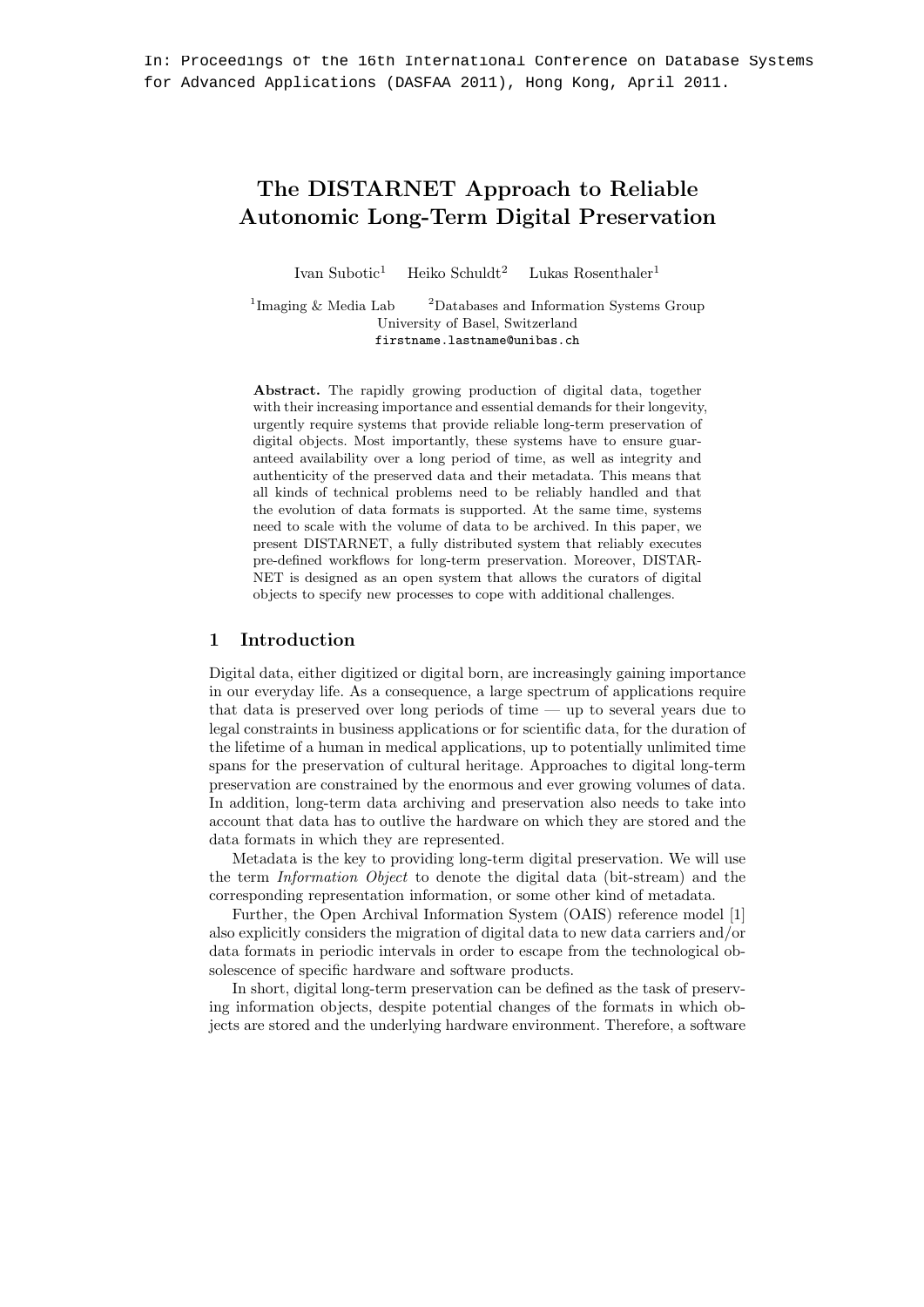In: Proceedings of the 16th International Conference on Database Systems for Advanced Applications (DASFAA 2011), Hong Kong, April 2011.

# The DISTARNET Approach to Reliable Autonomic Long-Term Digital Preservation

Ivan Subotic[1] Heiko Schuldt[2] Lukas Rosenthaler[1]

[1]Imaging & Media Lab [2]Databases and Information Systems Group
University of Basel, Switzerland
firstname.lastname@unibas.ch

**Abstract.** The rapidly growing production of digital data, together with their increasing importance and essential demands for their longevity, urgently require systems that provide reliable long-term preservation of digital objects. Most importantly, these systems have to ensure guaranteed availability over a long period of time, as well as integrity and authenticity of the preserved data and their metadata. This means that all kinds of technical problems need to be reliably handled and that the evolution of data formats is supported. At the same time, systems need to scale with the volume of data to be archived. In this paper, we present DISTARNET, a fully distributed system that reliably executes pre-defined workflows for long-term preservation. Moreover, DISTARNET is designed as an open system that allows the curators of digital objects to specify new processes to cope with additional challenges.

## 1 Introduction

Digital data, either digitized or digital born, are increasingly gaining importance in our everyday life. As a consequence, a large spectrum of applications require that data is preserved over long periods of time — up to several years due to legal constraints in business applications or for scientific data, for the duration of the lifetime of a human in medical applications, up to potentially unlimited time spans for the preservation of cultural heritage. Approaches to digital long-term preservation are constrained by the enormous and ever growing volumes of data. In addition, long-term data archiving and preservation also needs to take into account that data has to outlive the hardware on which they are stored and the data formats in which they are represented.

Metadata is the key to providing long-term digital preservation. We will use the term *Information Object* to denote the digital data (bit-stream) and the corresponding representation information, or some other kind of metadata.

Further, the Open Archival Information System (OAIS) reference model [1] also explicitly considers the migration of digital data to new data carriers and/or data formats in periodic intervals in order to escape from the technological obsolescence of specific hardware and software products.

In short, digital long-term preservation can be defined as the task of preserving information objects, despite potential changes of the formats in which objects are stored and the underlying hardware environment. Therefore, a software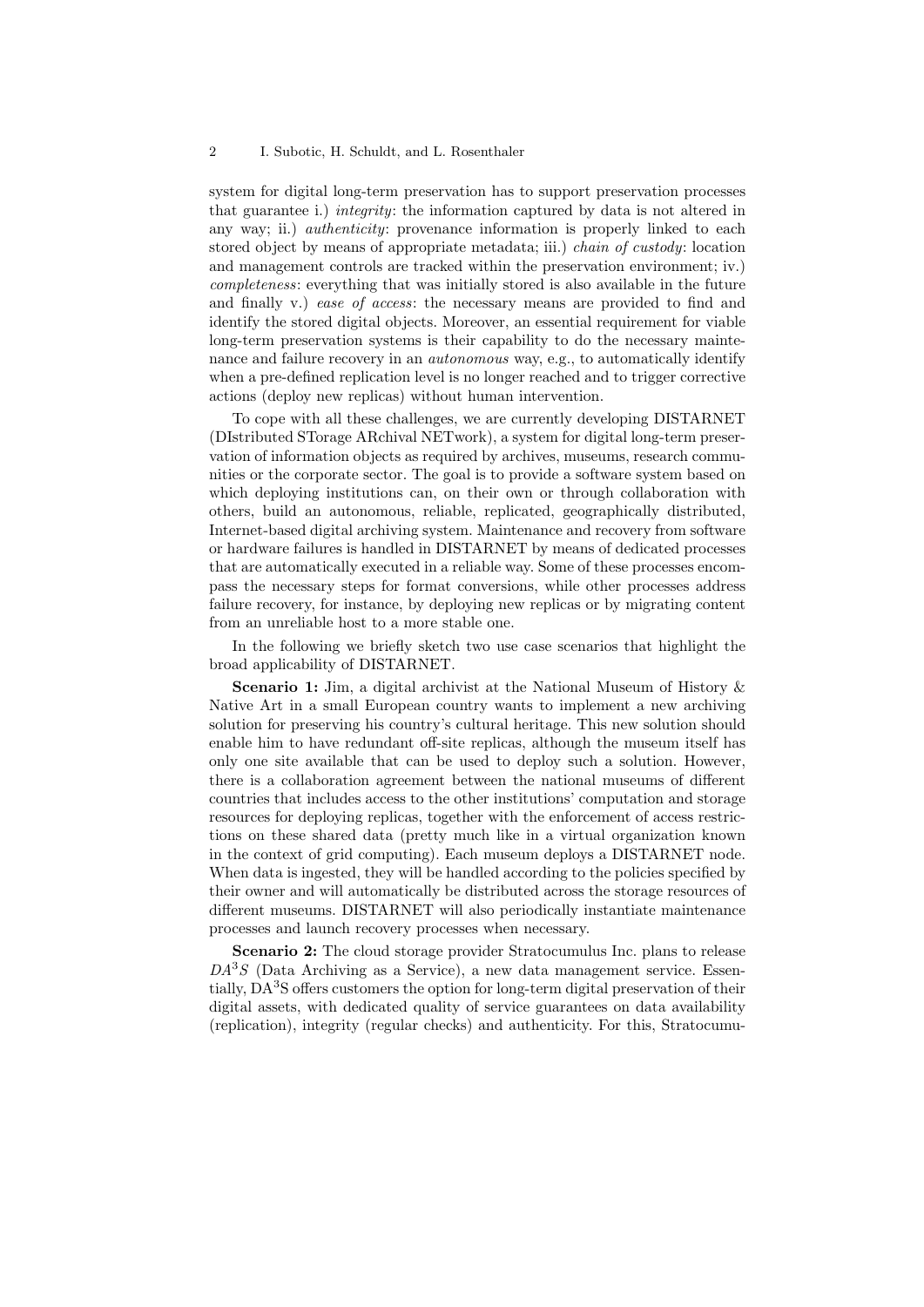system for digital long-term preservation has to support preservation processes that guarantee i.) *integrity*: the information captured by data is not altered in any way; ii.) *authenticity*: provenance information is properly linked to each stored object by means of appropriate metadata; iii.) *chain of custody*: location and management controls are tracked within the preservation environment; iv.) *completeness*: everything that was initially stored is also available in the future and finally v.) *ease of access*: the necessary means are provided to find and identify the stored digital objects. Moreover, an essential requirement for viable long-term preservation systems is their capability to do the necessary maintenance and failure recovery in an *autonomous* way, e.g., to automatically identify when a pre-defined replication level is no longer reached and to trigger corrective actions (deploy new replicas) without human intervention.

To cope with all these challenges, we are currently developing DISTARNET (DIstributed STorage ARchival NETwork), a system for digital long-term preservation of information objects as required by archives, museums, research communities or the corporate sector. The goal is to provide a software system based on which deploying institutions can, on their own or through collaboration with others, build an autonomous, reliable, replicated, geographically distributed, Internet-based digital archiving system. Maintenance and recovery from software or hardware failures is handled in DISTARNET by means of dedicated processes that are automatically executed in a reliable way. Some of these processes encompass the necessary steps for format conversions, while other processes address failure recovery, for instance, by deploying new replicas or by migrating content from an unreliable host to a more stable one.

In the following we briefly sketch two use case scenarios that highlight the broad applicability of DISTARNET.

**Scenario 1:** Jim, a digital archivist at the National Museum of History & Native Art in a small European country wants to implement a new archiving solution for preserving his country's cultural heritage. This new solution should enable him to have redundant off-site replicas, although the museum itself has only one site available that can be used to deploy such a solution. However, there is a collaboration agreement between the national museums of different countries that includes access to the other institutions' computation and storage resources for deploying replicas, together with the enforcement of access restrictions on these shared data (pretty much like in a virtual organization known in the context of grid computing). Each museum deploys a DISTARNET node. When data is ingested, they will be handled according to the policies specified by their owner and will automatically be distributed across the storage resources of different museums. DISTARNET will also periodically instantiate maintenance processes and launch recovery processes when necessary.

**Scenario 2:** The cloud storage provider Stratocumulus Inc. plans to release $DA^3S$ (Data Archiving as a Service), a new data management service. Essentially, $\text{DA}^3\text{S}$ offers customers the option for long-term digital preservation of their digital assets, with dedicated quality of service guarantees on data availability (replication), integrity (regular checks) and authenticity. For this, Stratocumu-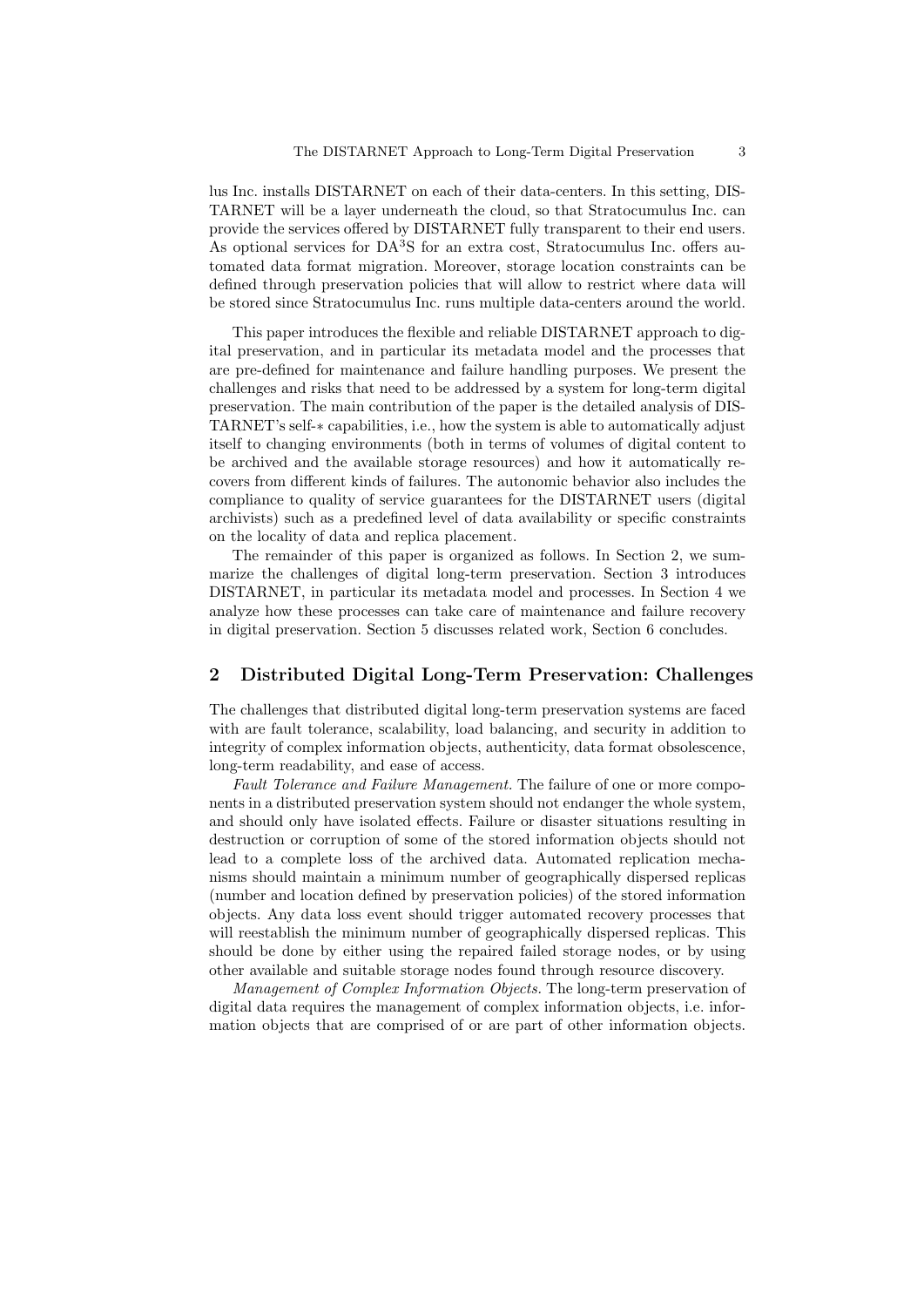lus Inc. installs DISTARNET on each of their data-centers. In this setting, DISTARNET will be a layer underneath the cloud, so that Stratocumulus Inc. can provide the services offered by DISTARNET fully transparent to their end users. As optional services for DA$^3$S for an extra cost, Stratocumulus Inc. offers automated data format migration. Moreover, storage location constraints can be defined through preservation policies that will allow to restrict where data will be stored since Stratocumulus Inc. runs multiple data-centers around the world.

This paper introduces the flexible and reliable DISTARNET approach to digital preservation, and in particular its metadata model and the processes that are pre-defined for maintenance and failure handling purposes. We present the challenges and risks that need to be addressed by a system for long-term digital preservation. The main contribution of the paper is the detailed analysis of DISTARNET's self-$*$ capabilities, i.e., how the system is able to automatically adjust itself to changing environments (both in terms of volumes of digital content to be archived and the available storage resources) and how it automatically recovers from different kinds of failures. The autonomic behavior also includes the compliance to quality of service guarantees for the DISTARNET users (digital archivists) such as a predefined level of data availability or specific constraints on the locality of data and replica placement.

The remainder of this paper is organized as follows. In Section 2, we summarize the challenges of digital long-term preservation. Section 3 introduces DISTARNET, in particular its metadata model and processes. In Section 4 we analyze how these processes can take care of maintenance and failure recovery in digital preservation. Section 5 discusses related work, Section 6 concludes.

## 2 Distributed Digital Long-Term Preservation: Challenges

The challenges that distributed digital long-term preservation systems are faced with are fault tolerance, scalability, load balancing, and security in addition to integrity of complex information objects, authenticity, data format obsolescence, long-term readability, and ease of access.

*Fault Tolerance and Failure Management.* The failure of one or more components in a distributed preservation system should not endanger the whole system, and should only have isolated effects. Failure or disaster situations resulting in destruction or corruption of some of the stored information objects should not lead to a complete loss of the archived data. Automated replication mechanisms should maintain a minimum number of geographically dispersed replicas (number and location defined by preservation policies) of the stored information objects. Any data loss event should trigger automated recovery processes that will reestablish the minimum number of geographically dispersed replicas. This should be done by either using the repaired failed storage nodes, or by using other available and suitable storage nodes found through resource discovery.

*Management of Complex Information Objects.* The long-term preservation of digital data requires the management of complex information objects, i.e. information objects that are comprised of or are part of other information objects.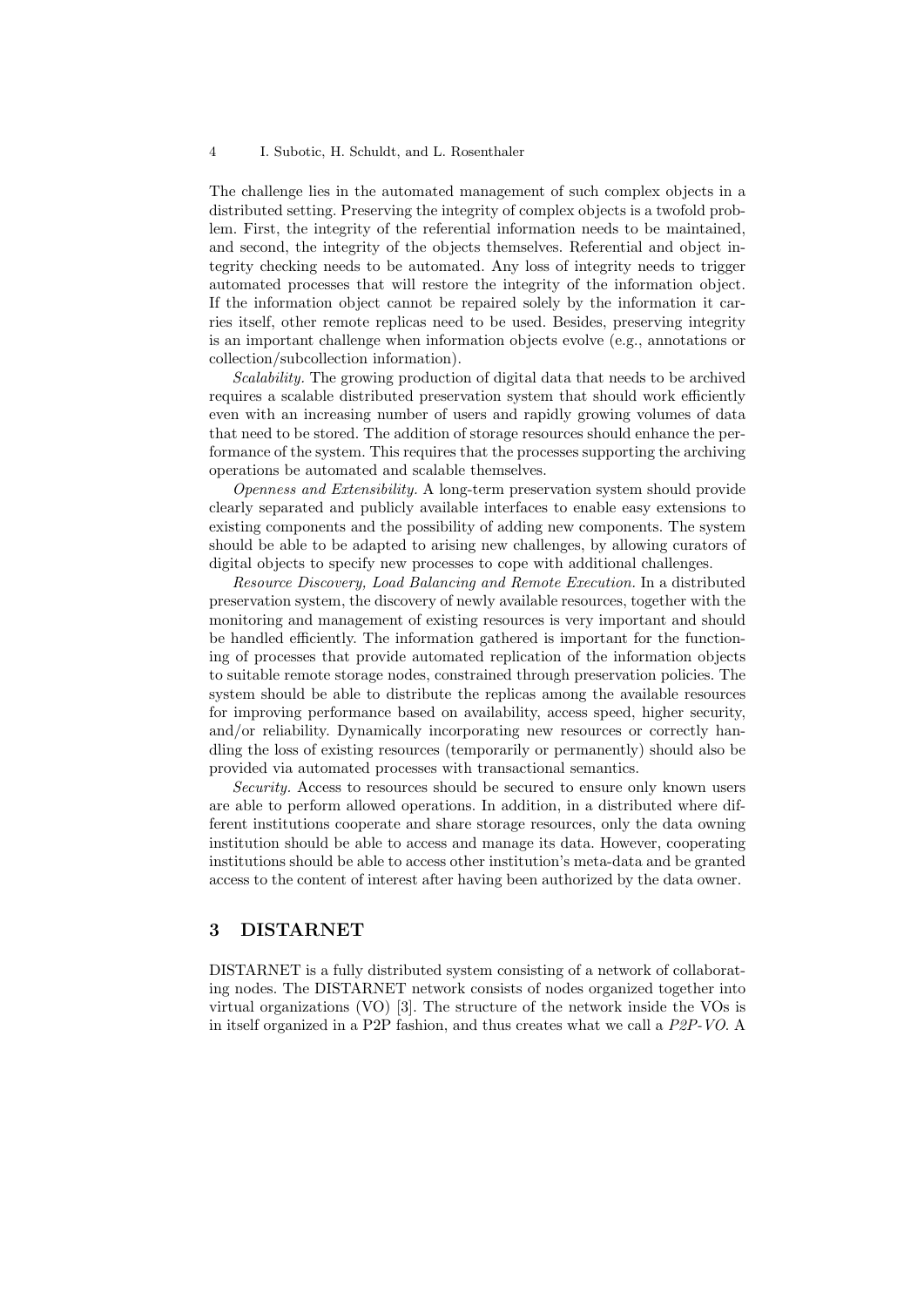The challenge lies in the automated management of such complex objects in a distributed setting. Preserving the integrity of complex objects is a twofold problem. First, the integrity of the referential information needs to be maintained, and second, the integrity of the objects themselves. Referential and object integrity checking needs to be automated. Any loss of integrity needs to trigger automated processes that will restore the integrity of the information object. If the information object cannot be repaired solely by the information it carries itself, other remote replicas need to be used. Besides, preserving integrity is an important challenge when information objects evolve (e.g., annotations or collection/subcollection information).

*Scalability.* The growing production of digital data that needs to be archived requires a scalable distributed preservation system that should work efficiently even with an increasing number of users and rapidly growing volumes of data that need to be stored. The addition of storage resources should enhance the performance of the system. This requires that the processes supporting the archiving operations be automated and scalable themselves.

*Openness and Extensibility.* A long-term preservation system should provide clearly separated and publicly available interfaces to enable easy extensions to existing components and the possibility of adding new components. The system should be able to be adapted to arising new challenges, by allowing curators of digital objects to specify new processes to cope with additional challenges.

*Resource Discovery, Load Balancing and Remote Execution.* In a distributed preservation system, the discovery of newly available resources, together with the monitoring and management of existing resources is very important and should be handled efficiently. The information gathered is important for the functioning of processes that provide automated replication of the information objects to suitable remote storage nodes, constrained through preservation policies. The system should be able to distribute the replicas among the available resources for improving performance based on availability, access speed, higher security, and/or reliability. Dynamically incorporating new resources or correctly handling the loss of existing resources (temporarily or permanently) should also be provided via automated processes with transactional semantics.

*Security.* Access to resources should be secured to ensure only known users are able to perform allowed operations. In addition, in a distributed where different institutions cooperate and share storage resources, only the data owning institution should be able to access and manage its data. However, cooperating institutions should be able to access other institution's meta-data and be granted access to the content of interest after having been authorized by the data owner.

## 3 DISTARNET

DISTARNET is a fully distributed system consisting of a network of collaborating nodes. The DISTARNET network consists of nodes organized together into virtual organizations (VO) [3]. The structure of the network inside the VOs is in itself organized in a P2P fashion, and thus creates what we call a *P2P-VO*. A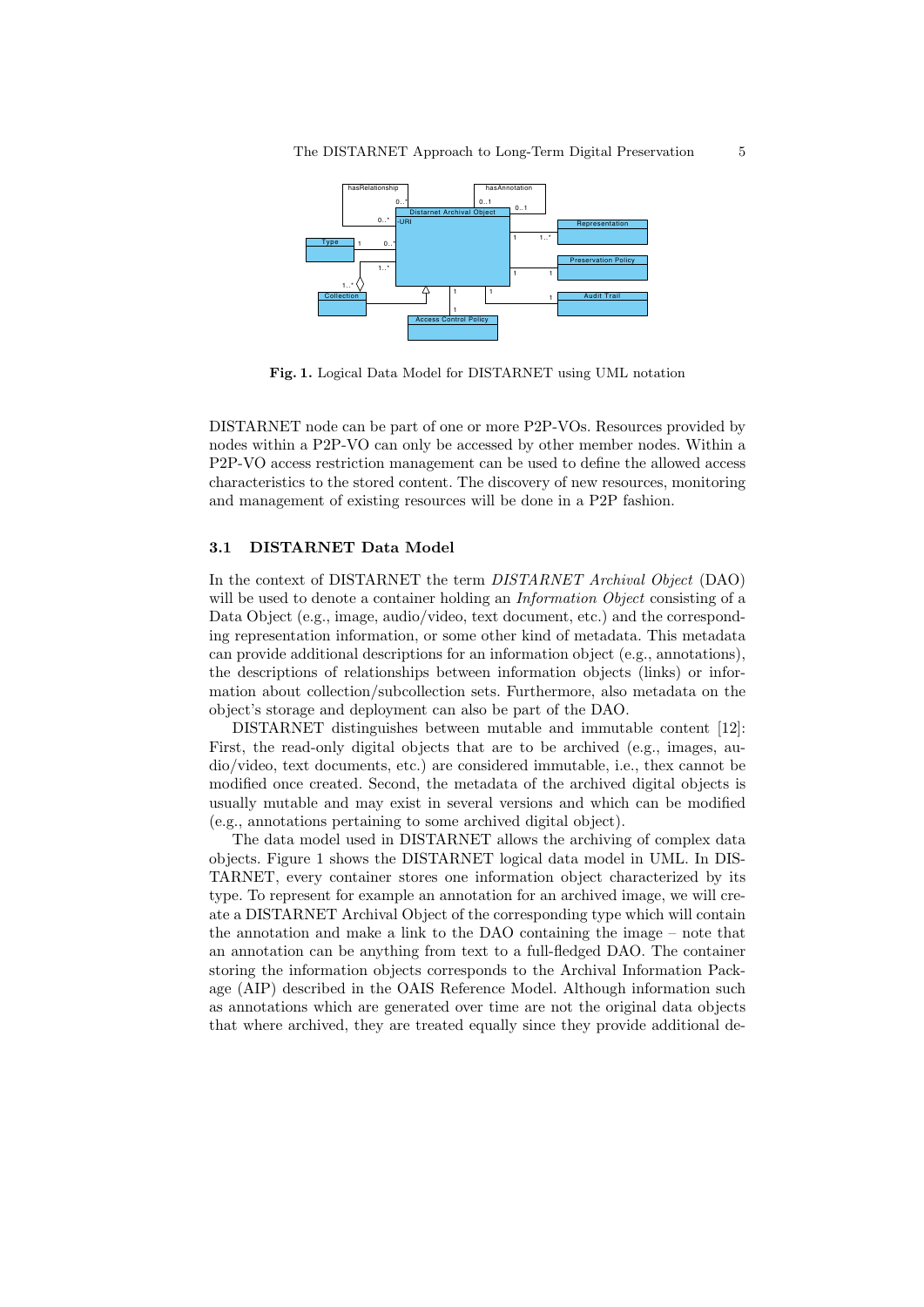hasRelationship

hasAnnotation

0..*

0..1

0..*

0..1

Distarnet Archival Object

-URI

Type

1

0..*

Representation

1

1..*

Preservation Policy

1

1

1..*

1..*

Collection

Audit Trail

1

1

1

1

Access Control Policy

**Fig. 1.** Logical Data Model for DISTARNET using UML notation

DISTARNET node can be part of one or more P2P-VOs. Resources provided by nodes within a P2P-VO can only be accessed by other member nodes. Within a P2P-VO access restriction management can be used to define the allowed access characteristics to the stored content. The discovery of new resources, monitoring and management of existing resources will be done in a P2P fashion.

### 3.1 DISTARNET Data Model

In the context of DISTARNET the term *DISTARNET Archival Object* (DAO) will be used to denote a container holding an *Information Object* consisting of a Data Object (e.g., image, audio/video, text document, etc.) and the corresponding representation information, or some other kind of metadata. This metadata can provide additional descriptions for an information object (e.g., annotations), the descriptions of relationships between information objects (links) or information about collection/subcollection sets. Furthermore, also metadata on the object's storage and deployment can also be part of the DAO.

DISTARNET distinguishes between mutable and immutable content [12]: First, the read-only digital objects that are to be archived (e.g., images, audio/video, text documents, etc.) are considered immutable, i.e., thex cannot be modified once created. Second, the metadata of the archived digital objects is usually mutable and may exist in several versions and which can be modified (e.g., annotations pertaining to some archived digital object).

The data model used in DISTARNET allows the archiving of complex data objects. Figure 1 shows the DISTARNET logical data model in UML. In DISTARNET, every container stores one information object characterized by its type. To represent for example an annotation for an archived image, we will create a DISTARNET Archival Object of the corresponding type which will contain the annotation and make a link to the DAO containing the image – note that an annotation can be anything from text to a full-fledged DAO. The container storing the information objects corresponds to the Archival Information Package (AIP) described in the OAIS Reference Model. Although information such as annotations which are generated over time are not the original data objects that where archived, they are treated equally since they provide additional de-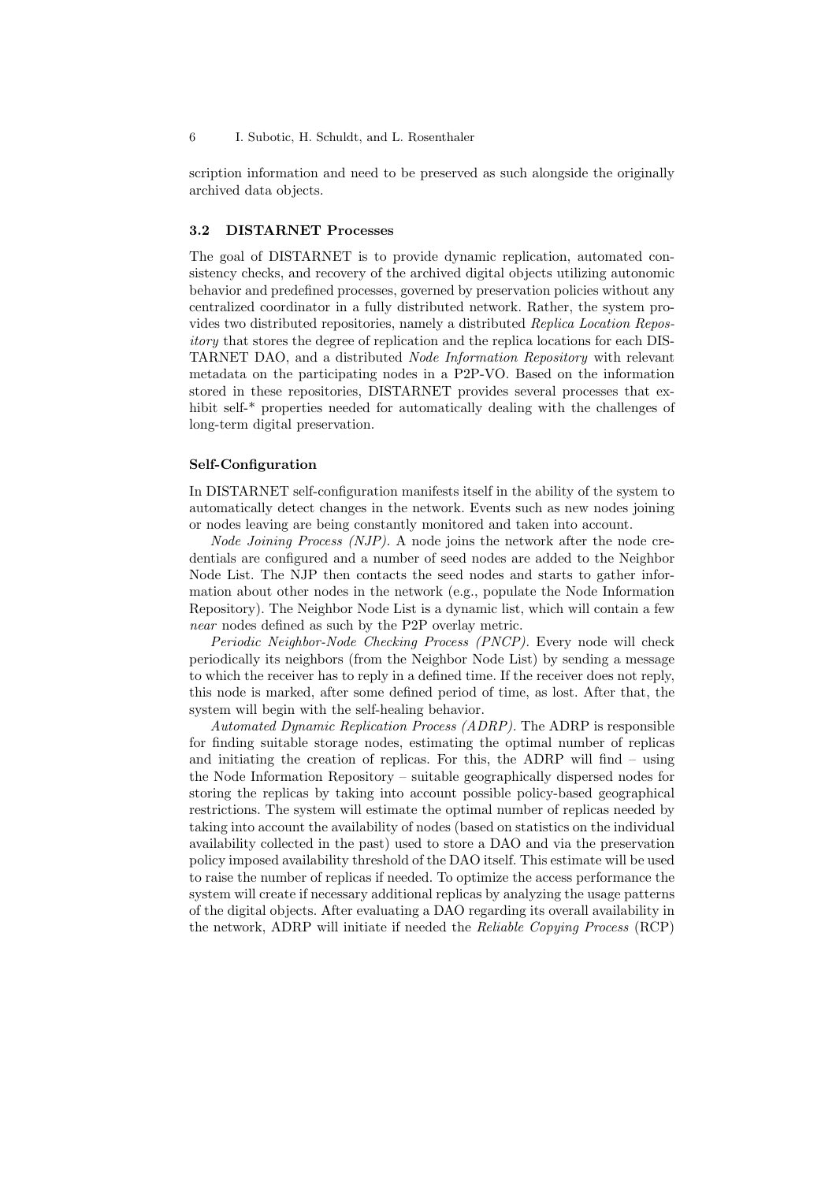scription information and need to be preserved as such alongside the originally archived data objects.

### 3.2 DISTARNET Processes

The goal of DISTARNET is to provide dynamic replication, automated consistency checks, and recovery of the archived digital objects utilizing autonomic behavior and predefined processes, governed by preservation policies without any centralized coordinator in a fully distributed network. Rather, the system provides two distributed repositories, namely a distributed *Replica Location Repository* that stores the degree of replication and the replica locations for each DISTARNET DAO, and a distributed *Node Information Repository* with relevant metadata on the participating nodes in a P2P-VO. Based on the information stored in these repositories, DISTARNET provides several processes that exhibit self-* properties needed for automatically dealing with the challenges of long-term digital preservation.

#### Self-Configuration

In DISTARNET self-configuration manifests itself in the ability of the system to automatically detect changes in the network. Events such as new nodes joining or nodes leaving are being constantly monitored and taken into account.

*Node Joining Process (NJP).* A node joins the network after the node credentials are configured and a number of seed nodes are added to the Neighbor Node List. The NJP then contacts the seed nodes and starts to gather information about other nodes in the network (e.g., populate the Node Information Repository). The Neighbor Node List is a dynamic list, which will contain a few *near* nodes defined as such by the P2P overlay metric.

*Periodic Neighbor-Node Checking Process (PNCP).* Every node will check periodically its neighbors (from the Neighbor Node List) by sending a message to which the receiver has to reply in a defined time. If the receiver does not reply, this node is marked, after some defined period of time, as lost. After that, the system will begin with the self-healing behavior.

*Automated Dynamic Replication Process (ADRP).* The ADRP is responsible for finding suitable storage nodes, estimating the optimal number of replicas and initiating the creation of replicas. For this, the ADRP will find – using the Node Information Repository – suitable geographically dispersed nodes for storing the replicas by taking into account possible policy-based geographical restrictions. The system will estimate the optimal number of replicas needed by taking into account the availability of nodes (based on statistics on the individual availability collected in the past) used to store a DAO and via the preservation policy imposed availability threshold of the DAO itself. This estimate will be used to raise the number of replicas if needed. To optimize the access performance the system will create if necessary additional replicas by analyzing the usage patterns of the digital objects. After evaluating a DAO regarding its overall availability in the network, ADRP will initiate if needed the *Reliable Copying Process* (RCP)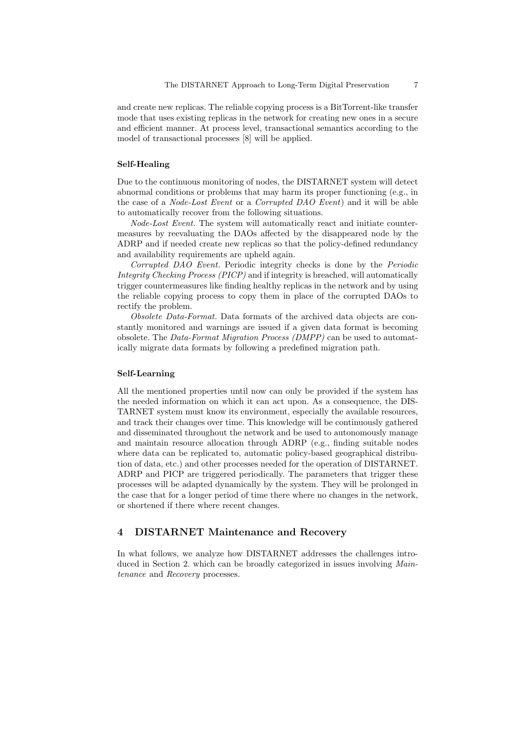and create new replicas. The reliable copying process is a BitTorrent-like transfer mode that uses existing replicas in the network for creating new ones in a secure and efficient manner. At process level, transactional semantics according to the model of transactional processes [8] will be applied.

**Self-Healing**

Due to the continuous monitoring of nodes, the DISTARNET system will detect abnormal conditions or problems that may harm its proper functioning (e.g., in the case of a *Node-Lost Event* or a *Corrupted DAO Event*) and it will be able to automatically recover from the following situations.

*Node-Lost Event.* The system will automatically react and initiate countermeasures by reevaluating the DAOs affected by the disappeared node by the ADRP and if needed create new replicas so that the policy-defined redundancy and availability requirements are upheld again.

*Corrupted DAO Event.* Periodic integrity checks is done by the *Periodic Integrity Checking Process (PICP)* and if integrity is breached, will automatically trigger countermeasures like finding healthy replicas in the network and by using the reliable copying process to copy them in place of the corrupted DAOs to rectify the problem.

*Obsolete Data-Format.* Data formats of the archived data objects are constantly monitored and warnings are issued if a given data format is becoming obsolete. The *Data-Format Migration Process (DMPP)* can be used to automatically migrate data formats by following a predefined migration path.

**Self-Learning**

All the mentioned properties until now can only be provided if the system has the needed information on which it can act upon. As a consequence, the DISTARNET system must know its environment, especially the available resources, and track their changes over time. This knowledge will be continuously gathered and disseminated throughout the network and be used to autonomously manage and maintain resource allocation through ADRP (e.g., finding suitable nodes where data can be replicated to, automatic policy-based geographical distribution of data, etc.) and other processes needed for the operation of DISTARNET. ADRP and PICP are triggered periodically. The parameters that trigger these processes will be adapted dynamically by the system. They will be prolonged in the case that for a longer period of time there where no changes in the network, or shortened if there where recent changes.

## 4 DISTARNET Maintenance and Recovery

In what follows, we analyze how DISTARNET addresses the challenges introduced in Section 2. which can be broadly categorized in issues involving *Maintenance* and *Recovery* processes.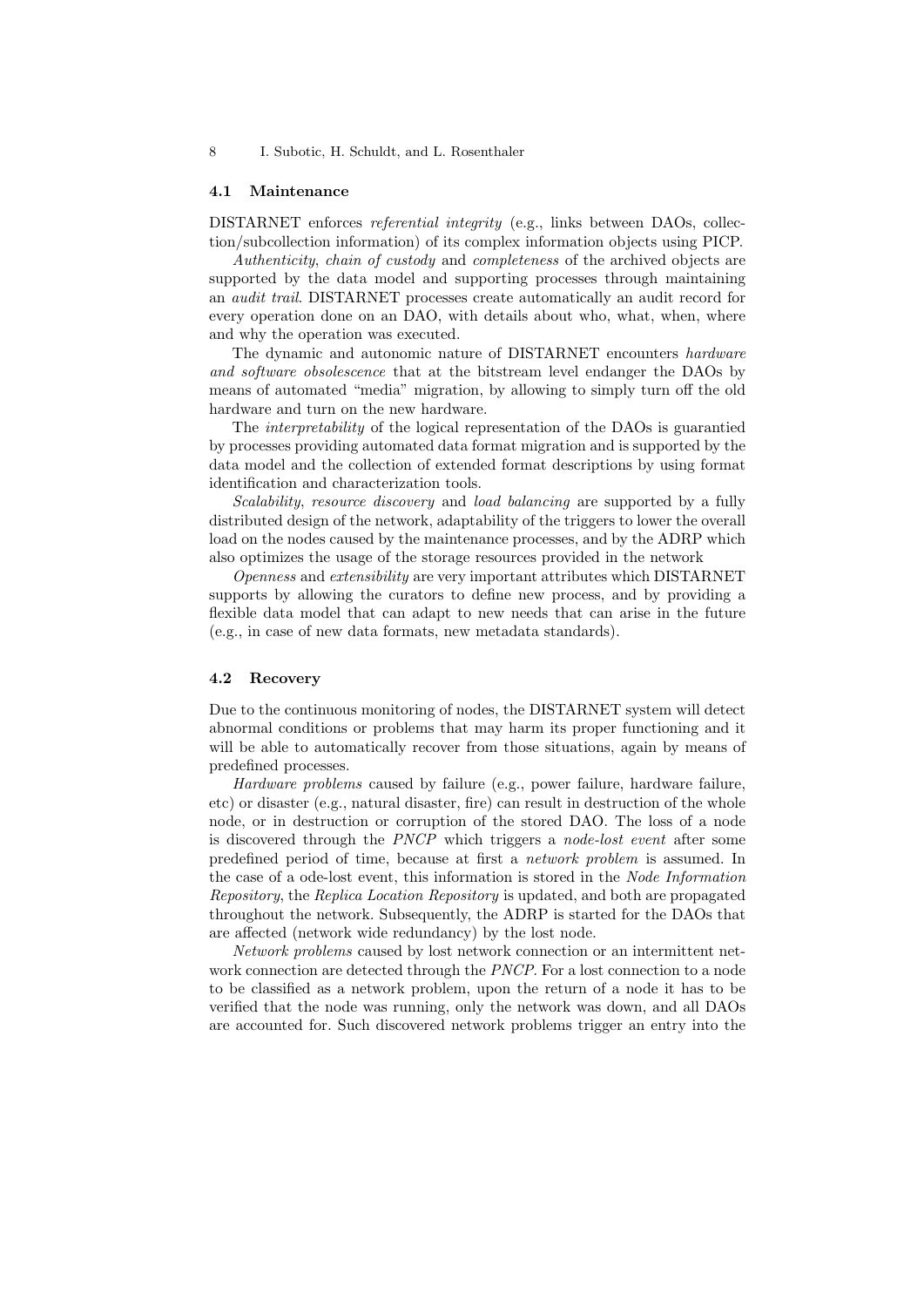### 4.1 Maintenance

DISTARNET enforces *referential integrity* (e.g., links between DAOs, collection/subcollection information) of its complex information objects using PICP.

*Authenticity*, *chain of custody* and *completeness* of the archived objects are supported by the data model and supporting processes through maintaining an *audit trail*. DISTARNET processes create automatically an audit record for every operation done on an DAO, with details about who, what, when, where and why the operation was executed.

The dynamic and autonomic nature of DISTARNET encounters *hardware and software obsolescence* that at the bitstream level endanger the DAOs by means of automated "media" migration, by allowing to simply turn off the old hardware and turn on the new hardware.

The *interpretability* of the logical representation of the DAOs is guarantied by processes providing automated data format migration and is supported by the data model and the collection of extended format descriptions by using format identification and characterization tools.

*Scalability*, *resource discovery* and *load balancing* are supported by a fully distributed design of the network, adaptability of the triggers to lower the overall load on the nodes caused by the maintenance processes, and by the ADRP which also optimizes the usage of the storage resources provided in the network

*Openness* and *extensibility* are very important attributes which DISTARNET supports by allowing the curators to define new process, and by providing a flexible data model that can adapt to new needs that can arise in the future (e.g., in case of new data formats, new metadata standards).

### 4.2 Recovery

Due to the continuous monitoring of nodes, the DISTARNET system will detect abnormal conditions or problems that may harm its proper functioning and it will be able to automatically recover from those situations, again by means of predefined processes.

*Hardware problems* caused by failure (e.g., power failure, hardware failure, etc) or disaster (e.g., natural disaster, fire) can result in destruction of the whole node, or in destruction or corruption of the stored DAO. The loss of a node is discovered through the *PNCP* which triggers a *node-lost event* after some predefined period of time, because at first a *network problem* is assumed. In the case of a ode-lost event, this information is stored in the *Node Information Repository*, the *Replica Location Repository* is updated, and both are propagated throughout the network. Subsequently, the ADRP is started for the DAOs that are affected (network wide redundancy) by the lost node.

*Network problems* caused by lost network connection or an intermittent network connection are detected through the *PNCP*. For a lost connection to a node to be classified as a network problem, upon the return of a node it has to be verified that the node was running, only the network was down, and all DAOs are accounted for. Such discovered network problems trigger an entry into the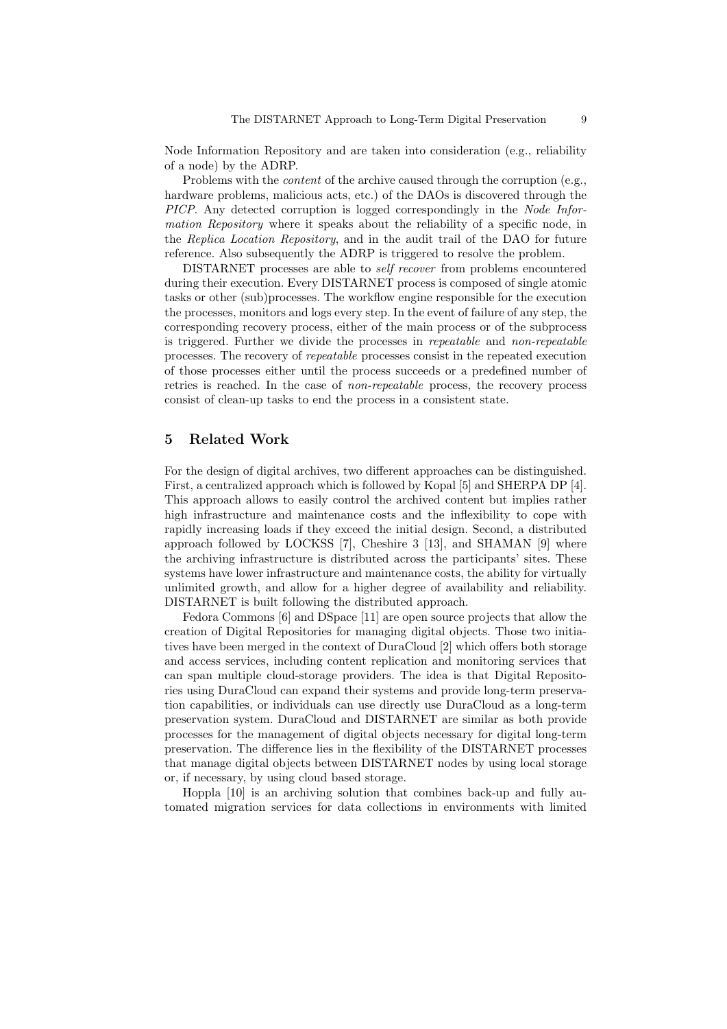Node Information Repository and are taken into consideration (e.g., reliability of a node) by the ADRP.

Problems with the *content* of the archive caused through the corruption (e.g., hardware problems, malicious acts, etc.) of the DAOs is discovered through the *PICP*. Any detected corruption is logged correspondingly in the *Node Information Repository* where it speaks about the reliability of a specific node, in the *Replica Location Repository*, and in the audit trail of the DAO for future reference. Also subsequently the ADRP is triggered to resolve the problem.

DISTARNET processes are able to *self recover* from problems encountered during their execution. Every DISTARNET process is composed of single atomic tasks or other (sub)processes. The workflow engine responsible for the execution the processes, monitors and logs every step. In the event of failure of any step, the corresponding recovery process, either of the main process or of the subprocess is triggered. Further we divide the processes in *repeatable* and *non-repeatable* processes. The recovery of *repeatable* processes consist in the repeated execution of those processes either until the process succeeds or a predefined number of retries is reached. In the case of *non-repeatable* process, the recovery process consist of clean-up tasks to end the process in a consistent state.

## 5 Related Work

For the design of digital archives, two different approaches can be distinguished. First, a centralized approach which is followed by Kopal [5] and SHERPA DP [4]. This approach allows to easily control the archived content but implies rather high infrastructure and maintenance costs and the inflexibility to cope with rapidly increasing loads if they exceed the initial design. Second, a distributed approach followed by LOCKSS [7], Cheshire 3 [13], and SHAMAN [9] where the archiving infrastructure is distributed across the participants' sites. These systems have lower infrastructure and maintenance costs, the ability for virtually unlimited growth, and allow for a higher degree of availability and reliability. DISTARNET is built following the distributed approach.

Fedora Commons [6] and DSpace [11] are open source projects that allow the creation of Digital Repositories for managing digital objects. Those two initiatives have been merged in the context of DuraCloud [2] which offers both storage and access services, including content replication and monitoring services that can span multiple cloud-storage providers. The idea is that Digital Repositories using DuraCloud can expand their systems and provide long-term preservation capabilities, or individuals can use directly use DuraCloud as a long-term preservation system. DuraCloud and DISTARNET are similar as both provide processes for the management of digital objects necessary for digital long-term preservation. The difference lies in the flexibility of the DISTARNET processes that manage digital objects between DISTARNET nodes by using local storage or, if necessary, by using cloud based storage.

Hoppla [10] is an archiving solution that combines back-up and fully automated migration services for data collections in environments with limited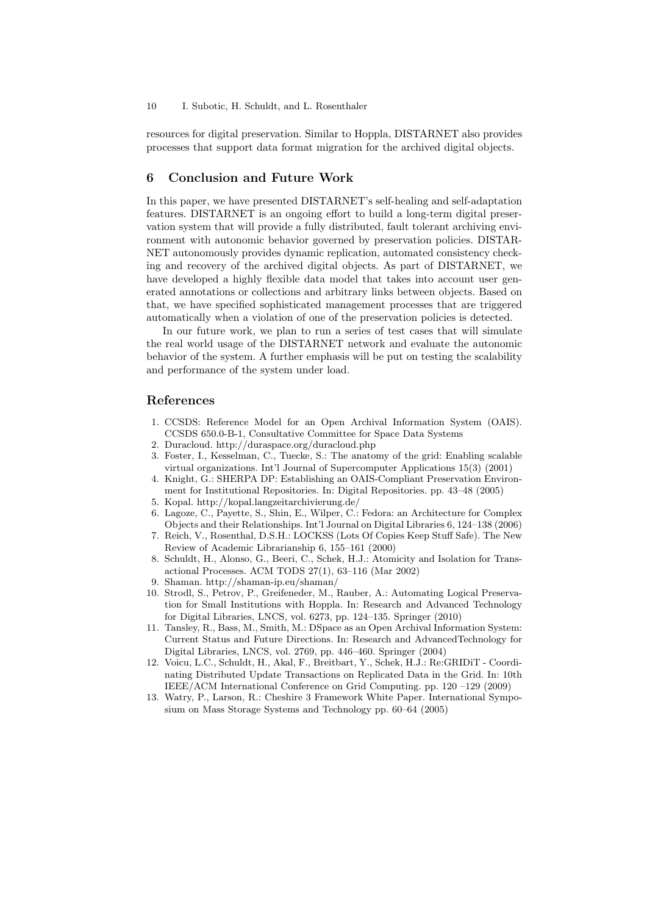resources for digital preservation. Similar to Hoppla, DISTARNET also provides processes that support data format migration for the archived digital objects.

## 6 Conclusion and Future Work

In this paper, we have presented DISTARNET's self-healing and self-adaptation features. DISTARNET is an ongoing effort to build a long-term digital preservation system that will provide a fully distributed, fault tolerant archiving environment with autonomic behavior governed by preservation policies. DISTARNET autonomously provides dynamic replication, automated consistency checking and recovery of the archived digital objects. As part of DISTARNET, we have developed a highly flexible data model that takes into account user generated annotations or collections and arbitrary links between objects. Based on that, we have specified sophisticated management processes that are triggered automatically when a violation of one of the preservation policies is detected.

In our future work, we plan to run a series of test cases that will simulate the real world usage of the DISTARNET network and evaluate the autonomic behavior of the system. A further emphasis will be put on testing the scalability and performance of the system under load.

## References

1. CCSDS: Reference Model for an Open Archival Information System (OAIS). CCSDS 650.0-B-1, Consultative Committee for Space Data Systems
2. Duracloud. http://duraspace.org/duracloud.php
3. Foster, I., Kesselman, C., Tuecke, S.: The anatomy of the grid: Enabling scalable virtual organizations. Int'l Journal of Supercomputer Applications 15(3) (2001)
4. Knight, G.: SHERPA DP: Establishing an OAIS-Compliant Preservation Environment for Institutional Repositories. In: Digital Repositories. pp. 43–48 (2005)
5. Kopal. http://kopal.langzeitarchivierung.de/
6. Lagoze, C., Payette, S., Shin, E., Wilper, C.: Fedora: an Architecture for Complex Objects and their Relationships. Int'l Journal on Digital Libraries 6, 124–138 (2006)
7. Reich, V., Rosenthal, D.S.H.: LOCKSS (Lots Of Copies Keep Stuff Safe). The New Review of Academic Librarianship 6, 155–161 (2000)
8. Schuldt, H., Alonso, G., Beeri, C., Schek, H.J.: Atomicity and Isolation for Transactional Processes. ACM TODS 27(1), 63–116 (Mar 2002)
9. Shaman. http://shaman-ip.eu/shaman/
10. Strodl, S., Petrov, P., Greifeneder, M., Rauber, A.: Automating Logical Preservation for Small Institutions with Hoppla. In: Research and Advanced Technology for Digital Libraries, LNCS, vol. 6273, pp. 124–135. Springer (2010)
11. Tansley, R., Bass, M., Smith, M.: DSpace as an Open Archival Information System: Current Status and Future Directions. In: Research and AdvancedTechnology for Digital Libraries, LNCS, vol. 2769, pp. 446–460. Springer (2004)
12. Voicu, L.C., Schuldt, H., Akal, F., Breitbart, Y., Schek, H.J.: Re:GRIDiT - Coordinating Distributed Update Transactions on Replicated Data in the Grid. In: 10th IEEE/ACM International Conference on Grid Computing. pp. 120 –129 (2009)
13. Watry, P., Larson, R.: Cheshire 3 Framework White Paper. International Symposium on Mass Storage Systems and Technology pp. 60–64 (2005)